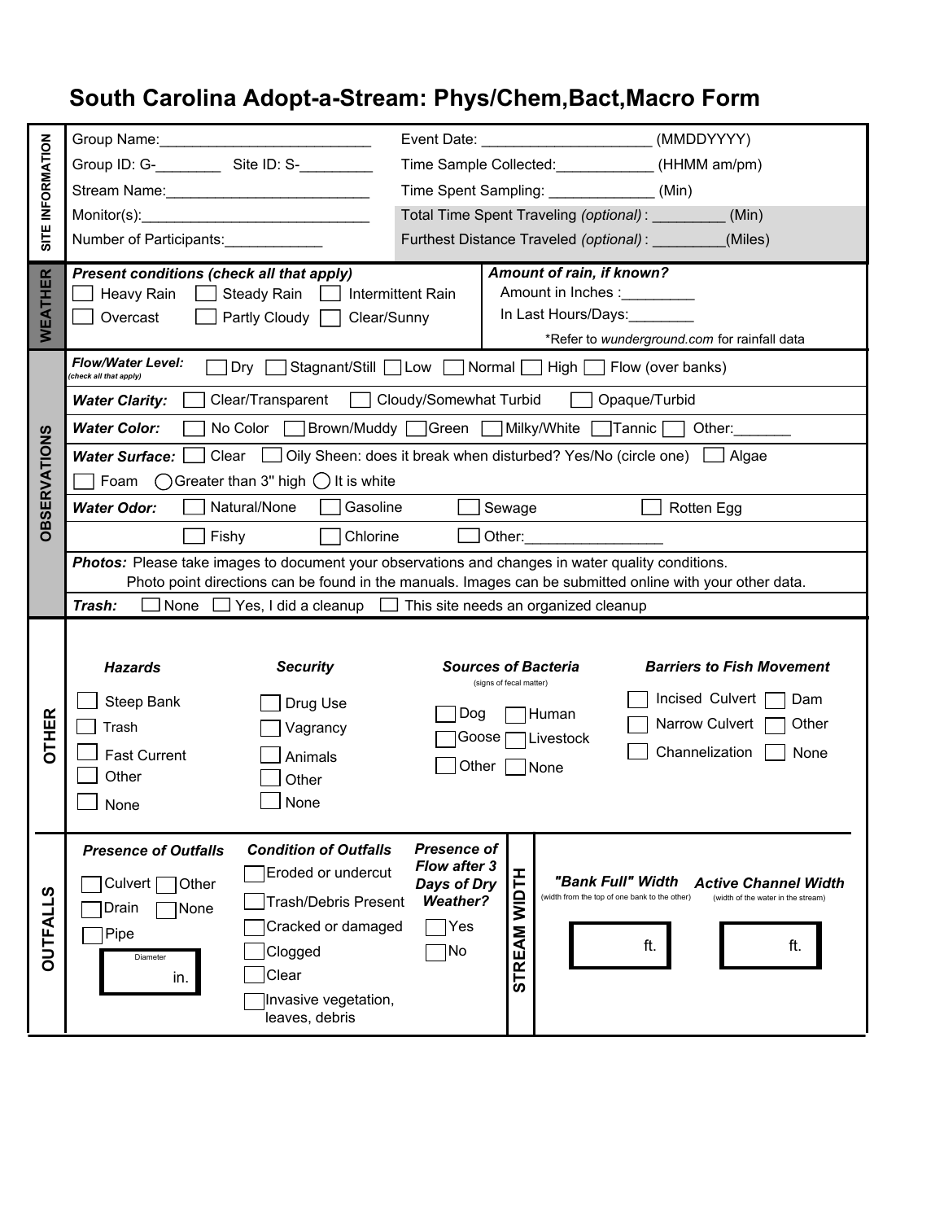# South Carolina Adopt-a-Stream: Phys/Chem,Bact,Macro Form

## SITE INFORMATION

Group Name:___________________________

Group ID: G-________ Site ID: S-_________

Stream Name:__________________________

Monitor(s):_____________________________

Number of Participants:____________

Event Date: _____________________ (MMDDYYYY)

Time Sample Collected:____________ (HHMM am/pm)

Time Spent Sampling: _____________ (Min)

Total Time Spent Traveling *(optional)* : _________ (Min)

Furthest Distance Traveled *(optional)* : _________(Miles)

## WEATHER

***Present conditions (check all that apply)***

☐ Heavy Rain ☐ Steady Rain ☐ Intermittent Rain

☐ Overcast ☐ Partly Cloudy ☐ Clear/Sunny

***Amount of rain, if known?***

Amount in Inches :_________

In Last Hours/Days:________

*Refer to *wunderground.com* for rainfall data

## OBSERVATIONS

***Flow/Water Level:*** *(check all that apply)* ☐ Dry ☐ Stagnant/Still ☐ Low ☐ Normal ☐ High ☐ Flow (over banks)

***Water Clarity:*** ☐ Clear/Transparent ☐ Cloudy/Somewhat Turbid ☐ Opaque/Turbid

***Water Color:*** ☐ No Color ☐ Brown/Muddy ☐ Green ☐ Milky/White ☐ Tannic ☐ Other:_______

***Water Surface:*** ☐ Clear ☐ Oily Sheen: does it break when disturbed? Yes/No (circle one) ☐ Algae

☐ Foam ◯ Greater than 3" high ◯ It is white

***Water Odor:*** ☐ Natural/None ☐ Gasoline ☐ Sewage ☐ Rotten Egg

☐ Fishy ☐ Chlorine ☐ Other:_________________

***Photos:*** Please take images to document your observations and changes in water quality conditions. Photo point directions can be found in the manuals. Images can be submitted online with your other data.

***Trash:*** ☐ None ☐ Yes, I did a cleanup ☐ This site needs an organized cleanup

## OTHER

***Hazards***

☐ Steep Bank
☐ Trash
☐ Fast Current
☐ Other
☐ None

***Security***

☐ Drug Use
☐ Vagrancy
☐ Animals
☐ Other
☐ None

***Sources of Bacteria*** (signs of fecal matter)

☐ Dog ☐ Human
☐ Goose ☐ Livestock
☐ Other ☐ None

***Barriers to Fish Movement***

☐ Incised Culvert ☐ Dam
☐ Narrow Culvert ☐ Other
☐ Channelization ☐ None

## OUTFALLS

***Presence of Outfalls***

☐ Culvert ☐ Other
☐ Drain ☐ None
☐ Pipe

Diameter ______ in.

***Condition of Outfalls***

☐ Eroded or undercut
☐ Trash/Debris Present
☐ Cracked or damaged
☐ Clogged
☐ Clear
☐ Invasive vegetation, leaves, debris

***Presence of Flow after 3 Days of Dry Weather?***

☐ Yes
☐ No

## STREAM WIDTH

***"Bank Full" Width*** (width from the top of one bank to the other): ______ ft.

***Active Channel Width*** (width of the water in the stream): ______ ft.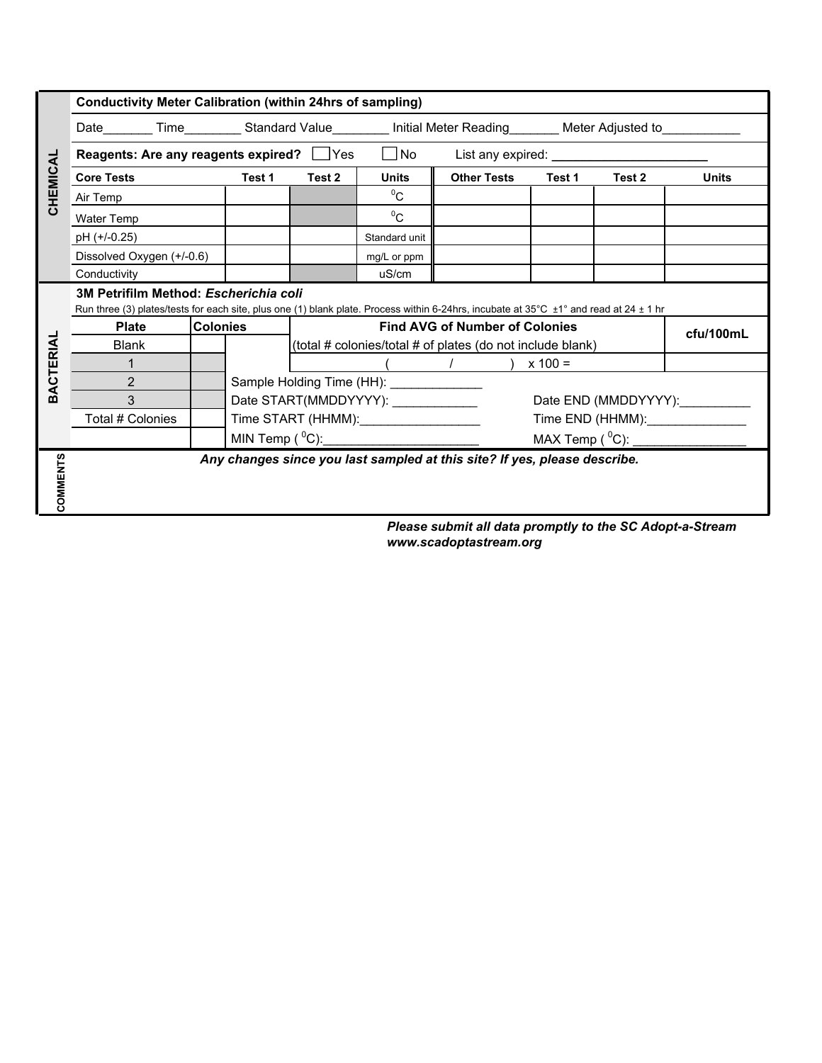## CHEMICAL

**Conductivity Meter Calibration (within 24hrs of sampling)**

Date_______ Time________ Standard Value________ Initial Meter Reading_______ Meter Adjusted to___________

**Reagents: Are any reagents expired?** ☐ Yes ☐ No List any expired: ______________________

| Core Tests | Test 1 | Test 2 | Units | Other Tests | Test 1 | Test 2 | Units |
|---|---|---|---|---|---|---|---|
| Air Temp | | | $^{0}$C | | | | |
| Water Temp | | | $^{0}$C | | | | |
| pH (+/-0.25) | | | Standard unit | | | | |
| Dissolved Oxygen (+/-0.6) | | | mg/L or ppm | | | | |
| Conductivity | | | uS/cm | | | | |

## BACTERIAL

**3M Petrifilm Method: *Escherichia coli***

Run three (3) plates/tests for each site, plus one (1) blank plate. Process within 6-24hrs, incubate at 35°C ±1° and read at 24 ± 1 hr

| Plate | Colonies | Find AVG of Number of Colonies | cfu/100mL |
|---|---|---|---|
| Blank | | (total # colonies/total # of plates (do not include blank) | |
| 1 | | ( / ) x 100 = | |
| 2 | | | |
| 3 | | | |
| Total # Colonies | | | |

Sample Holding Time (HH): _____________

Date START(MMDDYYYY): ____________ Date END (MMDDYYYY):__________

Time START (HHMM):_________________ Time END (HHMM):______________

MIN Temp ($^{0}$C):______________________ MAX Temp ($^{0}$C): ________________

## COMMENTS

***Any changes since you last sampled at this site? If yes, please describe.***

***Please submit all data promptly to the SC Adopt-a-Stream***
***www.scadoptastream.org***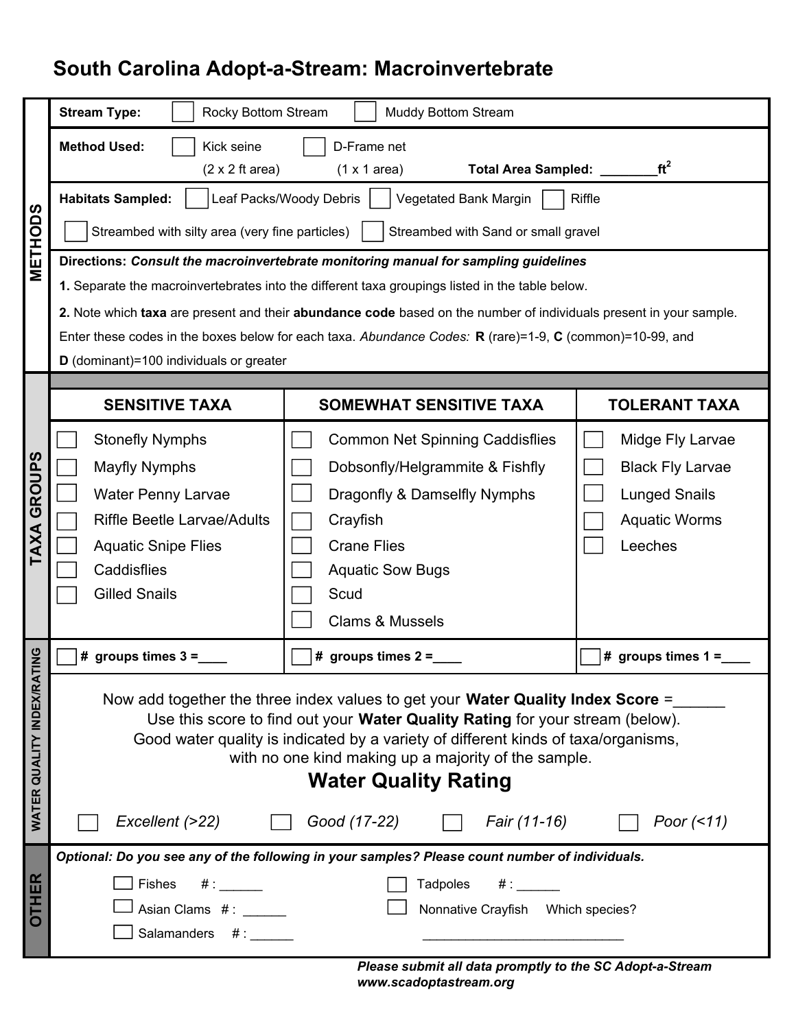# South Carolina Adopt-a-Stream: Macroinvertebrate

## METHODS

**Stream Type:** ☐ Rocky Bottom Stream ☐ Muddy Bottom Stream

**Method Used:** ☐ Kick seine (2 x 2 ft area) ☐ D-Frame net (1 x 1 area) **Total Area Sampled: ________$ft^2$**

**Habitats Sampled:** ☐ Leaf Packs/Woody Debris ☐ Vegetated Bank Margin ☐ Riffle

☐ Streambed with silty area (very fine particles) ☐ Streambed with Sand or small gravel

**Directions:** ***Consult the macroinvertebrate monitoring manual for sampling guidelines***

**1.** Separate the macroinvertebrates into the different taxa groupings listed in the table below.

**2.** Note which **taxa** are present and their **abundance code** based on the number of individuals present in your sample. Enter these codes in the boxes below for each taxa. *Abundance Codes:* **R** (rare)=1-9, **C** (common)=10-99, and **D** (dominant)=100 individuals or greater

## TAXA GROUPS

| SENSITIVE TAXA | SOMEWHAT SENSITIVE TAXA | TOLERANT TAXA |
|---|---|---|
| ☐ Stonefly Nymphs | ☐ Common Net Spinning Caddisflies | ☐ Midge Fly Larvae |
| ☐ Mayfly Nymphs | ☐ Dobsonfly/Helgrammite & Fishfly | ☐ Black Fly Larvae |
| ☐ Water Penny Larvae | ☐ Dragonfly & Damselfly Nymphs | ☐ Lunged Snails |
| ☐ Riffle Beetle Larvae/Adults | ☐ Crayfish | ☐ Aquatic Worms |
| ☐ Aquatic Snipe Flies | ☐ Crane Flies | ☐ Leeches |
| ☐ Caddisflies | ☐ Aquatic Sow Bugs | |
| ☐ Gilled Snails | ☐ Scud | |
| | ☐ Clams & Mussels | |
| ☐ **# groups times 3 =____** | ☐ **# groups times 2 =____** | ☐ **# groups times 1 =____** |

## WATER QUALITY INDEX/RATING

Now add together the three index values to get your **Water Quality Index Score** =______
Use this score to find out your **Water Quality Rating** for your stream (below).
Good water quality is indicated by a variety of different kinds of taxa/organisms, with no one kind making up a majority of the sample.

### Water Quality Rating

☐ *Excellent (>22)* ☐ *Good (17-22)* ☐ *Fair (11-16)* ☐ *Poor (<11)*

## OTHER

***Optional: Do you see any of the following in your samples? Please count number of individuals.***

☐ Fishes #: ______ ☐ Tadpoles #: ______

☐ Asian Clams #: ______ ☐ Nonnative Crayfish Which species?

☐ Salamanders #: ______ ____________________________

***Please submit all data promptly to the SC Adopt-a-Stream***
***www.scadoptastream.org***